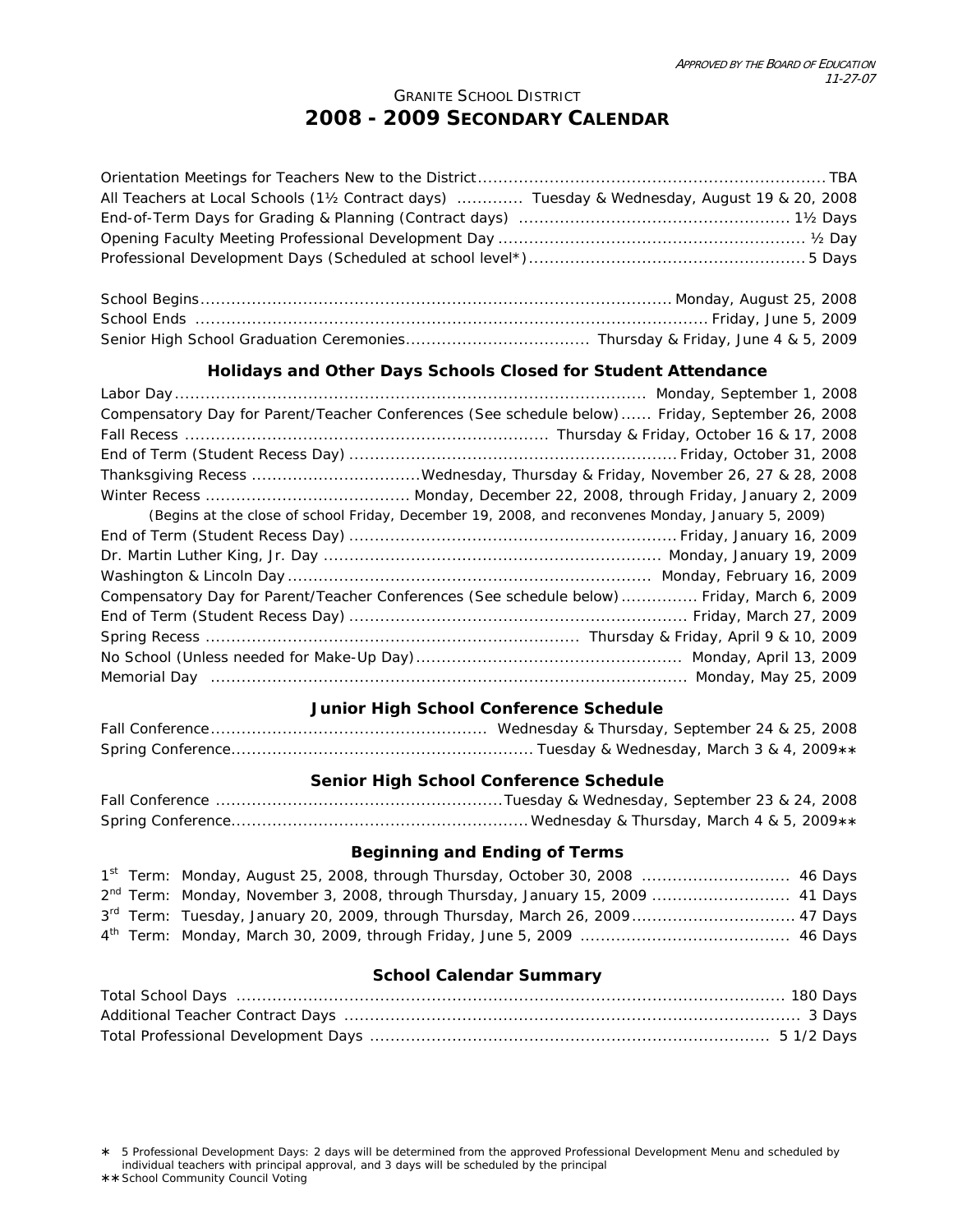*Approved by the Board of Education*
*11-27-07*

## Granite School District

# 2008 - 2009 Secondary Calendar

| | |
|---|---|
| Orientation Meetings for Teachers New to the District | TBA |
| All Teachers at Local Schools (1½ Contract days) | Tuesday & Wednesday, August 19 & 20, 2008 |
| End-of-Term Days for Grading & Planning (Contract days) | 1½ Days |
| Opening Faculty Meeting Professional Development Day | ½ Day |
| Professional Development Days (Scheduled at school level*) | 5 Days |

| | |
|---|---|
| School Begins | Monday, August 25, 2008 |
| School Ends | Friday, June 5, 2009 |
| Senior High School Graduation Ceremonies | Thursday & Friday, June 4 & 5, 2009 |

### Holidays and Other Days Schools Closed for Student Attendance

| | |
|---|---|
| Labor Day | Monday, September 1, 2008 |
| Compensatory Day for Parent/Teacher Conferences (See schedule below) | Friday, September 26, 2008 |
| Fall Recess | Thursday & Friday, October 16 & 17, 2008 |
| End of Term (Student Recess Day) | Friday, October 31, 2008 |
| Thanksgiving Recess | Wednesday, Thursday & Friday, November 26, 27 & 28, 2008 |
| Winter Recess | Monday, December 22, 2008, through Friday, January 2, 2009 |

*(Begins at the close of school Friday, December 19, 2008, and reconvenes Monday, January 5, 2009)*

| | |
|---|---|
| End of Term (Student Recess Day) | Friday, January 16, 2009 |
| Dr. Martin Luther King, Jr. Day | Monday, January 19, 2009 |
| Washington & Lincoln Day | Monday, February 16, 2009 |
| Compensatory Day for Parent/Teacher Conferences (See schedule below) | Friday, March 6, 2009 |
| End of Term (Student Recess Day) | Friday, March 27, 2009 |
| Spring Recess | Thursday & Friday, April 9 & 10, 2009 |
| No School (Unless needed for Make-Up Day) | Monday, April 13, 2009 |
| Memorial Day | Monday, May 25, 2009 |

### Junior High School Conference Schedule

| | |
|---|---|
| Fall Conference | Wednesday & Thursday, September 24 & 25, 2008 |
| Spring Conference | Tuesday & Wednesday, March 3 & 4, 2009** |

### Senior High School Conference Schedule

| | |
|---|---|
| Fall Conference | Tuesday & Wednesday, September 23 & 24, 2008 |
| Spring Conference | Wednesday & Thursday, March 4 & 5, 2009** |

### Beginning and Ending of Terms

| | |
|---|---|
| 1st Term: Monday, August 25, 2008, through Thursday, October 30, 2008 | 46 Days |
| 2nd Term: Monday, November 3, 2008, through Thursday, January 15, 2009 | 41 Days |
| 3rd Term: Tuesday, January 20, 2009, through Thursday, March 26, 2009 | 47 Days |
| 4th Term: Monday, March 30, 2009, through Friday, June 5, 2009 | 46 Days |

### School Calendar Summary

| | |
|---|---|
| Total School Days | 180 Days |
| Additional Teacher Contract Days | 3 Days |
| Total Professional Development Days | 5 1/2 Days |

\* 5 Professional Development Days: 2 days will be determined from the approved Professional Development Menu and scheduled by individual teachers with principal approval, and 3 days will be scheduled by the principal

** School Community Council Voting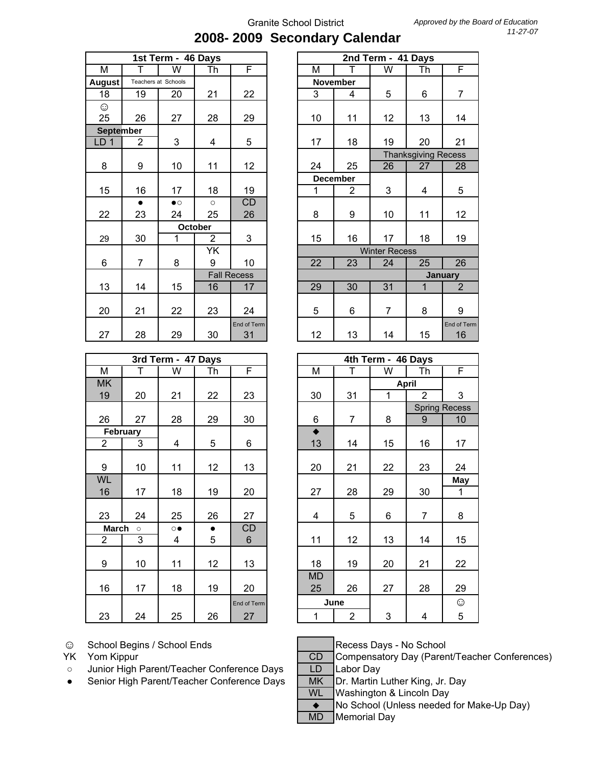Granite School District

*Approved by the Board of Education 11-27-07*

# 2008- 2009 Secondary Calendar

| 1st Term - 46 Days | | | | |
|---|---|---|---|---|
| M | T | W | Th | F |
| August | Teachers at Schools | | | |
| 18 | 19 | 20 | 21 | 22 |
| ☺ 25 | 26 | 27 | 28 | 29 |
| September | | | | |
| LD 1 | 2 | 3 | 4 | 5 |
| 8 | 9 | 10 | 11 | 12 |
| 15 | 16 | 17 | 18 | 19 |
| 22 | ● 23 | ●○ 24 | ○ 25 | CD 26 |
| | | October | | |
| 29 | 30 | 1 | 2 | 3 |
| 6 | 7 | 8 | YK 9 | 10 |
| | | | Fall Recess | |
| 13 | 14 | 15 | 16 | 17 |
| 20 | 21 | 22 | 23 | 24 |
| 27 | 28 | 29 | 30 | End of Term 31 |

| 2nd Term - 41 Days | | | | |
|---|---|---|---|---|
| M | T | W | Th | F |
| November | | | | |
| 3 | 4 | 5 | 6 | 7 |
| 10 | 11 | 12 | 13 | 14 |
| 17 | 18 | 19 | 20 | 21 |
| | | Thanksgiving Recess | | |
| 24 | 25 | 26 | 27 | 28 |
| December | | | | |
| 1 | 2 | 3 | 4 | 5 |
| 8 | 9 | 10 | 11 | 12 |
| 15 | 16 | 17 | 18 | 19 |
| | | Winter Recess | | |
| 22 | 23 | 24 | 25 | 26 |
| | | | January | |
| 29 | 30 | 31 | 1 | 2 |
| 5 | 6 | 7 | 8 | 9 |
| 12 | 13 | 14 | 15 | End of Term 16 |

| 3rd Term - 47 Days | | | | |
|---|---|---|---|---|
| M | T | W | Th | F |
| MK 19 | 20 | 21 | 22 | 23 |
| 26 | 27 | 28 | 29 | 30 |
| February | | | | |
| 2 | 3 | 4 | 5 | 6 |
| 9 | 10 | 11 | 12 | 13 |
| WL 16 | 17 | 18 | 19 | 20 |
| 23 | 24 | 25 | 26 | 27 |
| March | ○ | ○● | ● | CD |
| 2 | 3 | 4 | 5 | 6 |
| 9 | 10 | 11 | 12 | 13 |
| 16 | 17 | 18 | 19 | 20 |
| 23 | 24 | 25 | 26 | End of Term 27 |

| 4th Term - 46 Days | | | | |
|---|---|---|---|---|
| M | T | W | Th | F |
| | | April | | |
| 30 | 31 | 1 | 2 | 3 |
| | | | Spring Recess | |
| 6 | 7 | 8 | 9 | 10 |
| ◆ 13 | 14 | 15 | 16 | 17 |
| 20 | 21 | 22 | 23 | 24 |
| | | | | May |
| 27 | 28 | 29 | 30 | 1 |
| 4 | 5 | 6 | 7 | 8 |
| 11 | 12 | 13 | 14 | 15 |
| 18 | 19 | 20 | 21 | 22 |
| MD 25 | 26 | 27 | 28 | 29 |
| June | | | | ☺ |
| 1 | 2 | 3 | 4 | 5 |

- ☺ School Begins / School Ends
- YK Yom Kippur
- ○ Junior High Parent/Teacher Conference Days
- ● Senior High Parent/Teacher Conference Days

| | |
|---|---|
| (shaded) | Recess Days - No School |
| CD | Compensatory Day (Parent/Teacher Conferences) |
| LD | Labor Day |
| MK | Dr. Martin Luther King, Jr. Day |
| WL | Washington & Lincoln Day |
| ◆ | No School (Unless needed for Make-Up Day) |
| MD | Memorial Day |